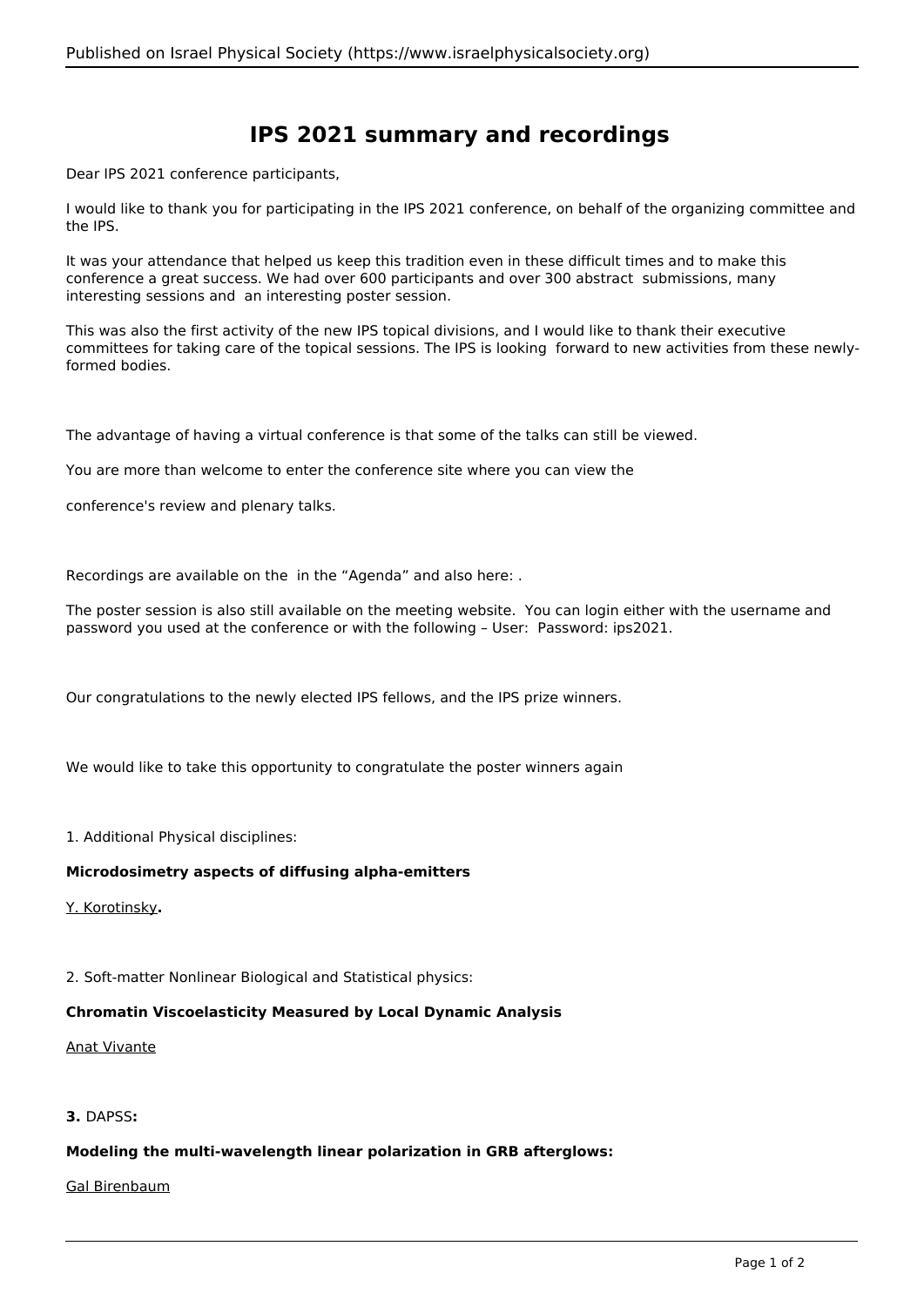# IPS 2021 summary and recordings

Dear IPS 2021 conference participants,

I would like to thank you for participating in the IPS 2021 conference, on behalf of the organizing committee and the IPS.

It was your attendance that helped us keep this tradition even in these difficult times and to make this conference a great success. We had over 600 participants and over 300 abstract submissions, many interesting sessions and an interesting poster session.

This was also the first activity of the new IPS topical divisions, and I would like to thank their executive committees for taking care of the topical sessions. The IPS is looking forward to new activities from these newly-formed bodies.

The advantage of having a virtual conference is that some of the talks can still be viewed.

You are more than welcome to enter the conference site where you can view the

conference's review and plenary talks.

Recordings are available on the in the "Agenda" and also here: .

The poster session is also still available on the meeting website. You can login either with the username and password you used at the conference or with the following – User: Password: ips2021.

Our congratulations to the newly elected IPS fellows, and the IPS prize winners.

We would like to take this opportunity to congratulate the poster winners again

1. Additional Physical disciplines:

**Microdosimetry aspects of diffusing alpha-emitters**

Y. Korotinsky**.**

2. Soft-matter Nonlinear Biological and Statistical physics:

**Chromatin Viscoelasticity Measured by Local Dynamic Analysis**

Anat Vivante

**3.** DAPSS**:**

**Modeling the multi-wavelength linear polarization in GRB afterglows:**

Gal Birenbaum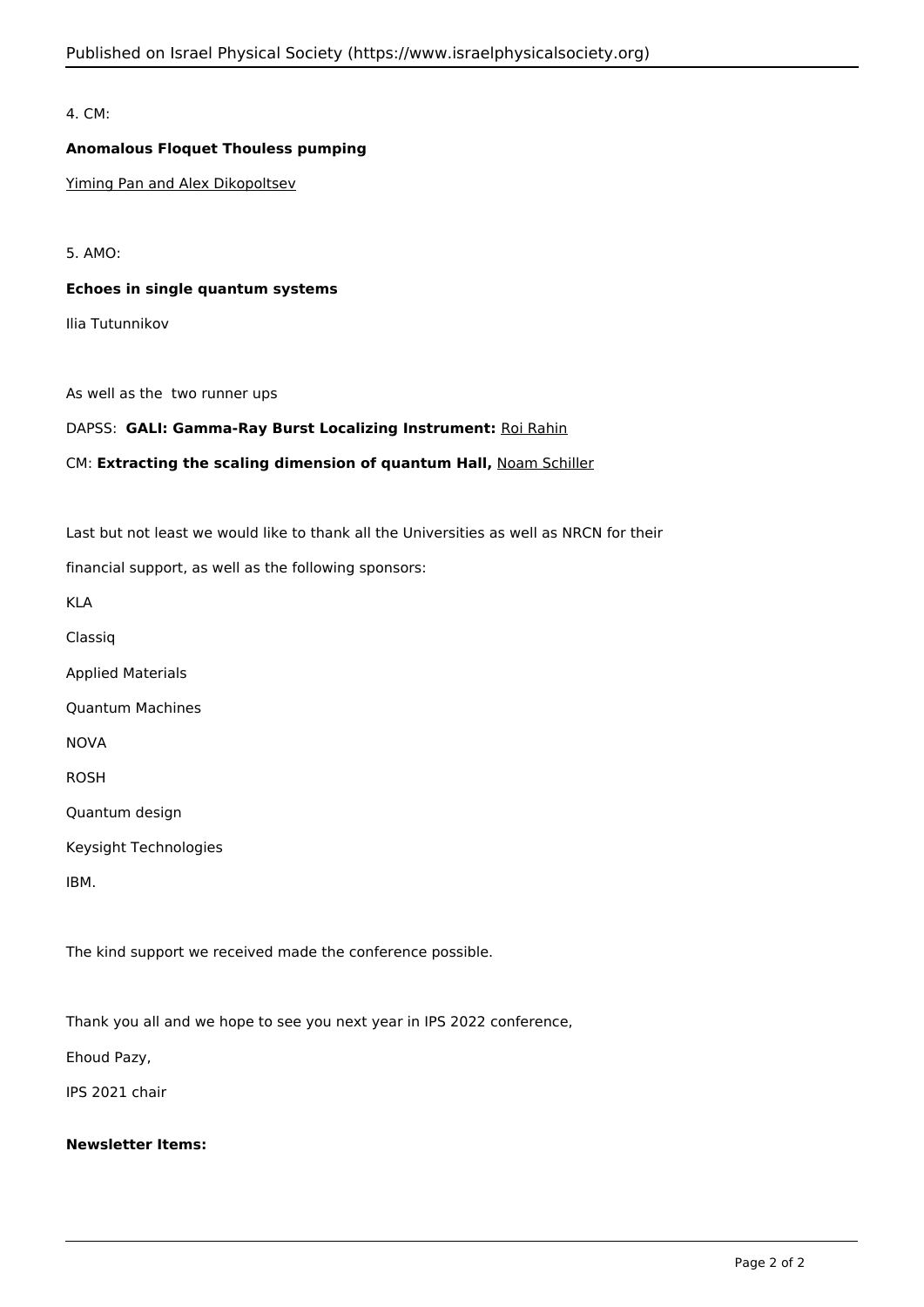4. CM:

**Anomalous Floquet Thouless pumping**

Yiming Pan and Alex Dikopoltsev

5. AMO:

**Echoes in single quantum systems**

Ilia Tutunnikov

As well as the two runner ups

DAPSS: **GALI: Gamma-Ray Burst Localizing Instrument:** Roi Rahin

CM: **Extracting the scaling dimension of quantum Hall,** Noam Schiller

Last but not least we would like to thank all the Universities as well as NRCN for their

financial support, as well as the following sponsors:

KLA

Classiq

Applied Materials

Quantum Machines

NOVA

ROSH

Quantum design

Keysight Technologies

IBM.

The kind support we received made the conference possible.

Thank you all and we hope to see you next year in IPS 2022 conference,

Ehoud Pazy,

IPS 2021 chair

**Newsletter Items:**